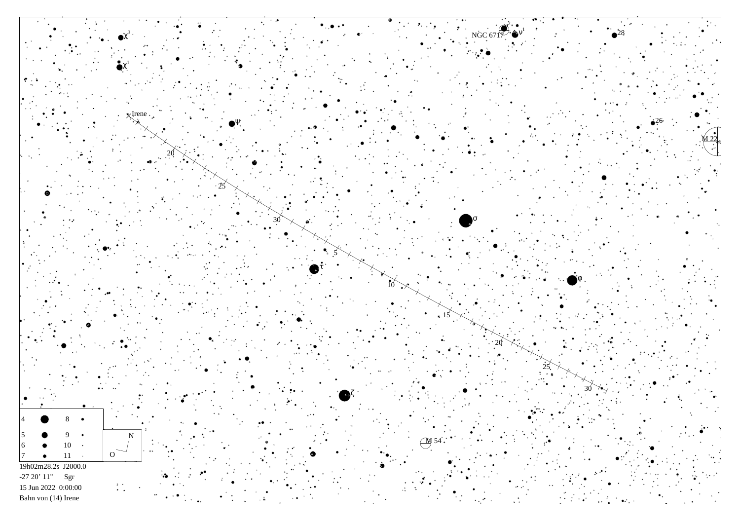| | | | |
|---|---|---|---|
| 4 | ● | 8 | • |
| 5 | ● | 9 | • |
| 6 | • | 10 | · |
| 7 | • | 11 | · |

19h02m28.2s J2000.0
-27 20’ 11" Sgr
15 Jun 2022 0:00:00
Bahn von (14) Irene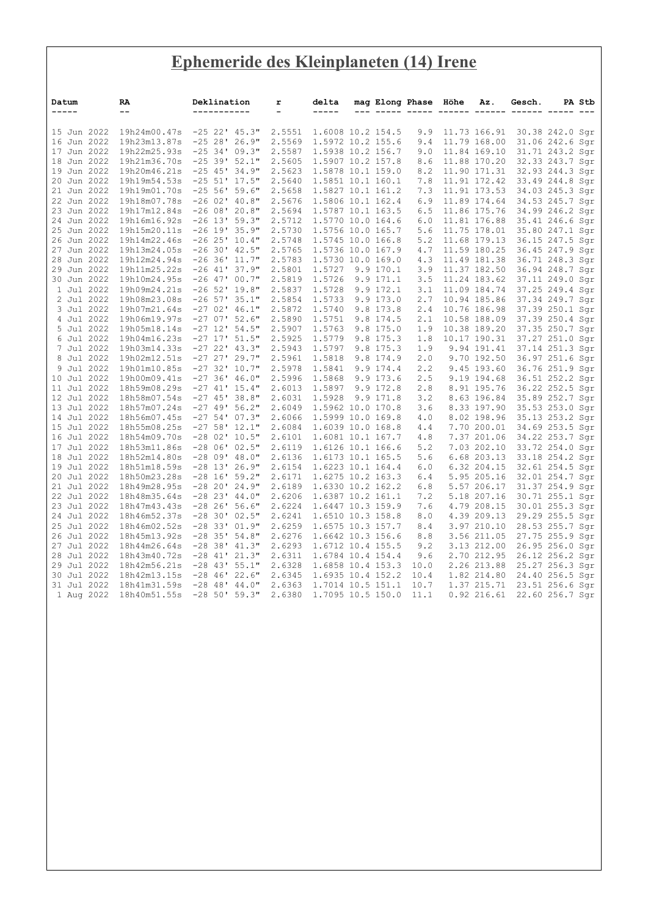# Ephemeride des Kleinplaneten (14) Irene

| Datum | RA | Deklination | r | delta | mag | Elong | Phase | Höhe | Az. | Gesch. | PA | Stb |
|---|---|---|---|---|---|---|---|---|---|---|---|---|
| ----- | -- | ----------- | - | ----- | --- | ----- | ----- | ------ | ------ | ------ | ----- | --- |
| 15 Jun 2022 | 19h24m00.47s | -25 22' 45.3" | 2.5551 | 1.6008 | 10.2 | 154.5 | 9.9 | 11.73 | 166.91 | 30.38 | 242.0 | Sgr |
| 16 Jun 2022 | 19h23m13.87s | -25 28' 26.9" | 2.5569 | 1.5972 | 10.2 | 155.6 | 9.4 | 11.79 | 168.00 | 31.06 | 242.6 | Sgr |
| 17 Jun 2022 | 19h22m25.93s | -25 34' 09.3" | 2.5587 | 1.5938 | 10.2 | 156.7 | 9.0 | 11.84 | 169.10 | 31.71 | 243.2 | Sgr |
| 18 Jun 2022 | 19h21m36.70s | -25 39' 52.1" | 2.5605 | 1.5907 | 10.2 | 157.8 | 8.6 | 11.88 | 170.20 | 32.33 | 243.7 | Sgr |
| 19 Jun 2022 | 19h20m46.21s | -25 45' 34.9" | 2.5623 | 1.5878 | 10.1 | 159.0 | 8.2 | 11.90 | 171.31 | 32.93 | 244.3 | Sgr |
| 20 Jun 2022 | 19h19m54.53s | -25 51' 17.5" | 2.5640 | 1.5851 | 10.1 | 160.1 | 7.8 | 11.91 | 172.42 | 33.49 | 244.8 | Sgr |
| 21 Jun 2022 | 19h19m01.70s | -25 56' 59.6" | 2.5658 | 1.5827 | 10.1 | 161.2 | 7.3 | 11.91 | 173.53 | 34.03 | 245.3 | Sgr |
| 22 Jun 2022 | 19h18m07.78s | -26 02' 40.8" | 2.5676 | 1.5806 | 10.1 | 162.4 | 6.9 | 11.89 | 174.64 | 34.53 | 245.7 | Sgr |
| 23 Jun 2022 | 19h17m12.84s | -26 08' 20.8" | 2.5694 | 1.5787 | 10.1 | 163.5 | 6.5 | 11.86 | 175.76 | 34.99 | 246.2 | Sgr |
| 24 Jun 2022 | 19h16m16.92s | -26 13' 59.3" | 2.5712 | 1.5770 | 10.0 | 164.6 | 6.0 | 11.81 | 176.88 | 35.41 | 246.6 | Sgr |
| 25 Jun 2022 | 19h15m20.11s | -26 19' 35.9" | 2.5730 | 1.5756 | 10.0 | 165.7 | 5.6 | 11.75 | 178.01 | 35.80 | 247.1 | Sgr |
| 26 Jun 2022 | 19h14m22.46s | -26 25' 10.4" | 2.5748 | 1.5745 | 10.0 | 166.8 | 5.2 | 11.68 | 179.13 | 36.15 | 247.5 | Sgr |
| 27 Jun 2022 | 19h13m24.05s | -26 30' 42.5" | 2.5765 | 1.5736 | 10.0 | 167.9 | 4.7 | 11.59 | 180.25 | 36.45 | 247.9 | Sgr |
| 28 Jun 2022 | 19h12m24.94s | -26 36' 11.7" | 2.5783 | 1.5730 | 10.0 | 169.0 | 4.3 | 11.49 | 181.38 | 36.71 | 248.3 | Sgr |
| 29 Jun 2022 | 19h11m25.22s | -26 41' 37.9" | 2.5801 | 1.5727 | 9.9 | 170.1 | 3.9 | 11.37 | 182.50 | 36.94 | 248.7 | Sgr |
| 30 Jun 2022 | 19h10m24.95s | -26 47' 00.7" | 2.5819 | 1.5726 | 9.9 | 171.1 | 3.5 | 11.24 | 183.62 | 37.11 | 249.0 | Sgr |
| 1 Jul 2022 | 19h09m24.21s | -26 52' 19.8" | 2.5837 | 1.5728 | 9.9 | 172.1 | 3.1 | 11.09 | 184.74 | 37.25 | 249.4 | Sgr |
| 2 Jul 2022 | 19h08m23.08s | -26 57' 35.1" | 2.5854 | 1.5733 | 9.9 | 173.0 | 2.7 | 10.94 | 185.86 | 37.34 | 249.7 | Sgr |
| 3 Jul 2022 | 19h07m21.64s | -27 02' 46.1" | 2.5872 | 1.5740 | 9.8 | 173.8 | 2.4 | 10.76 | 186.98 | 37.39 | 250.1 | Sgr |
| 4 Jul 2022 | 19h06m19.97s | -27 07' 52.6" | 2.5890 | 1.5751 | 9.8 | 174.5 | 2.1 | 10.58 | 188.09 | 37.39 | 250.4 | Sgr |
| 5 Jul 2022 | 19h05m18.14s | -27 12' 54.5" | 2.5907 | 1.5763 | 9.8 | 175.0 | 1.9 | 10.38 | 189.20 | 37.35 | 250.7 | Sgr |
| 6 Jul 2022 | 19h04m16.23s | -27 17' 51.5" | 2.5925 | 1.5779 | 9.8 | 175.3 | 1.8 | 10.17 | 190.31 | 37.27 | 251.0 | Sgr |
| 7 Jul 2022 | 19h03m14.33s | -27 22' 43.3" | 2.5943 | 1.5797 | 9.8 | 175.3 | 1.9 | 9.94 | 191.41 | 37.14 | 251.3 | Sgr |
| 8 Jul 2022 | 19h02m12.51s | -27 27' 29.7" | 2.5961 | 1.5818 | 9.8 | 174.9 | 2.0 | 9.70 | 192.50 | 36.97 | 251.6 | Sgr |
| 9 Jul 2022 | 19h01m10.85s | -27 32' 10.7" | 2.5978 | 1.5841 | 9.9 | 174.4 | 2.2 | 9.45 | 193.60 | 36.76 | 251.9 | Sgr |
| 10 Jul 2022 | 19h00m09.41s | -27 36' 46.0" | 2.5996 | 1.5868 | 9.9 | 173.6 | 2.5 | 9.19 | 194.68 | 36.51 | 252.2 | Sgr |
| 11 Jul 2022 | 18h59m08.29s | -27 41' 15.4" | 2.6013 | 1.5897 | 9.9 | 172.8 | 2.8 | 8.91 | 195.76 | 36.22 | 252.5 | Sgr |
| 12 Jul 2022 | 18h58m07.54s | -27 45' 38.8" | 2.6031 | 1.5928 | 9.9 | 171.8 | 3.2 | 8.63 | 196.84 | 35.89 | 252.7 | Sgr |
| 13 Jul 2022 | 18h57m07.24s | -27 49' 56.2" | 2.6049 | 1.5962 | 10.0 | 170.8 | 3.6 | 8.33 | 197.90 | 35.53 | 253.0 | Sgr |
| 14 Jul 2022 | 18h56m07.45s | -27 54' 07.3" | 2.6066 | 1.5999 | 10.0 | 169.8 | 4.0 | 8.02 | 198.96 | 35.13 | 253.2 | Sgr |
| 15 Jul 2022 | 18h55m08.25s | -27 58' 12.1" | 2.6084 | 1.6039 | 10.0 | 168.8 | 4.4 | 7.70 | 200.01 | 34.69 | 253.5 | Sgr |
| 16 Jul 2022 | 18h54m09.70s | -28 02' 10.5" | 2.6101 | 1.6081 | 10.1 | 167.7 | 4.8 | 7.37 | 201.06 | 34.22 | 253.7 | Sgr |
| 17 Jul 2022 | 18h53m11.86s | -28 06' 02.5" | 2.6119 | 1.6126 | 10.1 | 166.6 | 5.2 | 7.03 | 202.10 | 33.72 | 254.0 | Sgr |
| 18 Jul 2022 | 18h52m14.80s | -28 09' 48.0" | 2.6136 | 1.6173 | 10.1 | 165.5 | 5.6 | 6.68 | 203.13 | 33.18 | 254.2 | Sgr |
| 19 Jul 2022 | 18h51m18.59s | -28 13' 26.9" | 2.6154 | 1.6223 | 10.1 | 164.4 | 6.0 | 6.32 | 204.15 | 32.61 | 254.5 | Sgr |
| 20 Jul 2022 | 18h50m23.28s | -28 16' 59.2" | 2.6171 | 1.6275 | 10.2 | 163.3 | 6.4 | 5.95 | 205.16 | 32.01 | 254.7 | Sgr |
| 21 Jul 2022 | 18h49m28.95s | -28 20' 24.9" | 2.6189 | 1.6330 | 10.2 | 162.2 | 6.8 | 5.57 | 206.17 | 31.37 | 254.9 | Sgr |
| 22 Jul 2022 | 18h48m35.64s | -28 23' 44.0" | 2.6206 | 1.6387 | 10.2 | 161.1 | 7.2 | 5.18 | 207.16 | 30.71 | 255.1 | Sgr |
| 23 Jul 2022 | 18h47m43.43s | -28 26' 56.6" | 2.6224 | 1.6447 | 10.3 | 159.9 | 7.6 | 4.79 | 208.15 | 30.01 | 255.3 | Sgr |
| 24 Jul 2022 | 18h46m52.37s | -28 30' 02.5" | 2.6241 | 1.6510 | 10.3 | 158.8 | 8.0 | 4.39 | 209.13 | 29.29 | 255.5 | Sgr |
| 25 Jul 2022 | 18h46m02.52s | -28 33' 01.9" | 2.6259 | 1.6575 | 10.3 | 157.7 | 8.4 | 3.97 | 210.10 | 28.53 | 255.7 | Sgr |
| 26 Jul 2022 | 18h45m13.92s | -28 35' 54.8" | 2.6276 | 1.6642 | 10.3 | 156.6 | 8.8 | 3.56 | 211.05 | 27.75 | 255.9 | Sgr |
| 27 Jul 2022 | 18h44m26.64s | -28 38' 41.3" | 2.6293 | 1.6712 | 10.4 | 155.5 | 9.2 | 3.13 | 212.00 | 26.95 | 256.0 | Sgr |
| 28 Jul 2022 | 18h43m40.72s | -28 41' 21.3" | 2.6311 | 1.6784 | 10.4 | 154.4 | 9.6 | 2.70 | 212.95 | 26.12 | 256.2 | Sgr |
| 29 Jul 2022 | 18h42m56.21s | -28 43' 55.1" | 2.6328 | 1.6858 | 10.4 | 153.3 | 10.0 | 2.26 | 213.88 | 25.27 | 256.3 | Sgr |
| 30 Jul 2022 | 18h42m13.15s | -28 46' 22.6" | 2.6345 | 1.6935 | 10.4 | 152.2 | 10.4 | 1.82 | 214.80 | 24.40 | 256.5 | Sgr |
| 31 Jul 2022 | 18h41m31.59s | -28 48' 44.0" | 2.6363 | 1.7014 | 10.5 | 151.1 | 10.7 | 1.37 | 215.71 | 23.51 | 256.6 | Sgr |
| 1 Aug 2022 | 18h40m51.55s | -28 50' 59.3" | 2.6380 | 1.7095 | 10.5 | 150.0 | 11.1 | 0.92 | 216.61 | 22.60 | 256.7 | Sgr |